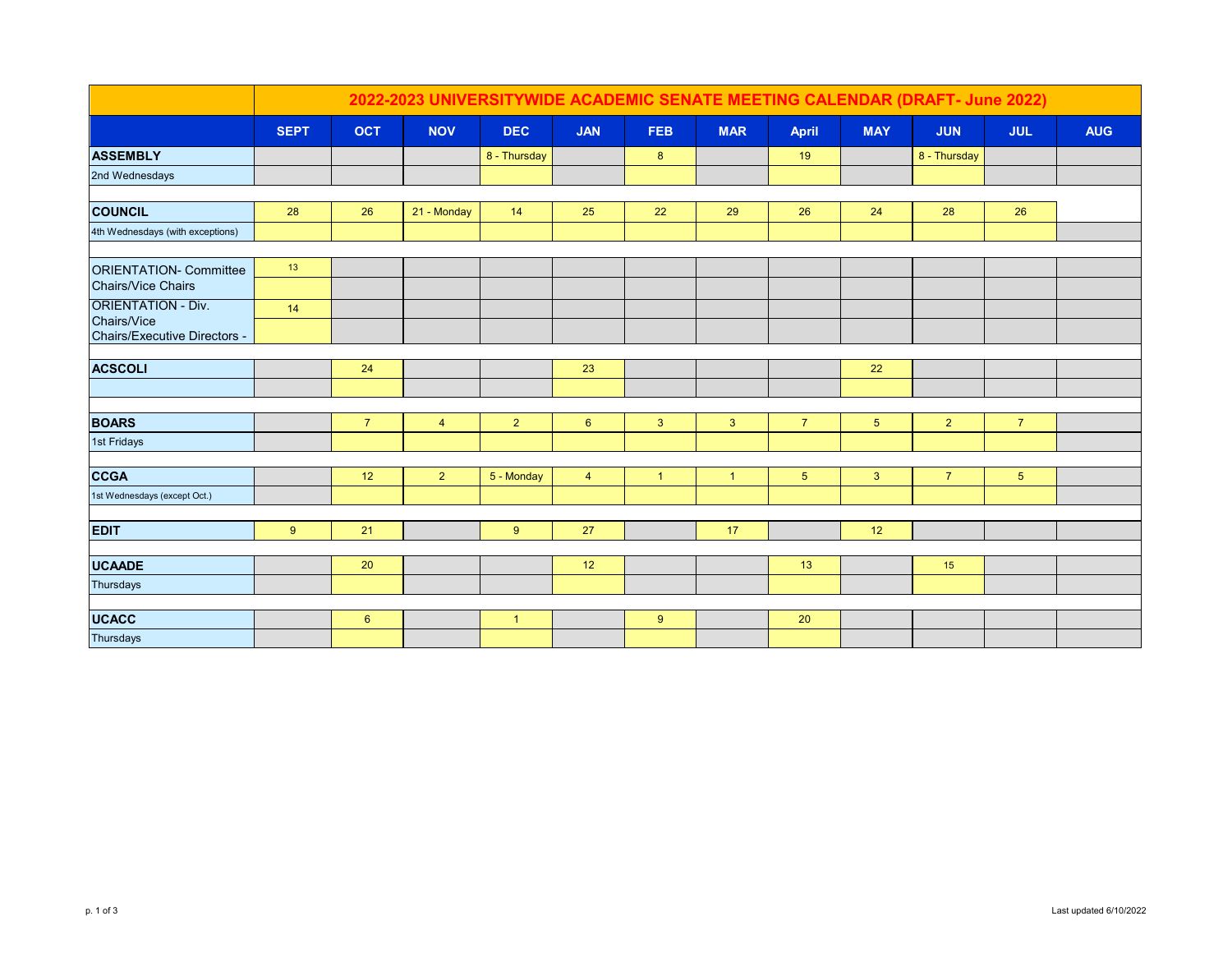| 2022-2023 UNIVERSITYWIDE ACADEMIC SENATE MEETING CALENDAR (DRAFT- June 2022) | | | | | | | | | | | | |
|---|---|---|---|---|---|---|---|---|---|---|---|---|
| | SEPT | OCT | NOV | DEC | JAN | FEB | MAR | April | MAY | JUN | JUL | AUG |
| **ASSEMBLY** | | | | 8 - Thursday | | 8 | | 19 | | 8 - Thursday | | |
| 2nd Wednesdays | | | | | | | | | | | | |
| **COUNCIL** | 28 | 26 | 21 - Monday | 14 | 25 | 22 | 29 | 26 | 24 | 28 | 26 | |
| 4th Wednesdays (with exceptions) | | | | | | | | | | | | |
| ORIENTATION- Committee Chairs/Vice Chairs | 13 | | | | | | | | | | | |
| ORIENTATION - Div. Chairs/Vice Chairs/Executive Directors - | 14 | | | | | | | | | | | |
| **ACSCOLI** | | 24 | | | 23 | | | | 22 | | | |
| **BOARS** | | 7 | 4 | 2 | 6 | 3 | 3 | 7 | 5 | 2 | 7 | |
| 1st Fridays | | | | | | | | | | | | |
| **CCGA** | | 12 | 2 | 5 - Monday | 4 | 1 | 1 | 5 | 3 | 7 | 5 | |
| 1st Wednesdays (except Oct.) | | | | | | | | | | | | |
| **EDIT** | 9 | 21 | | 9 | 27 | | 17 | | 12 | | | |
| **UCAADE** | | 20 | | | 12 | | | 13 | | 15 | | |
| Thursdays | | | | | | | | | | | | |
| **UCACC** | | 6 | | 1 | | 9 | | 20 | | | | |
| Thursdays | | | | | | | | | | | | |

Last updated 6/10/2022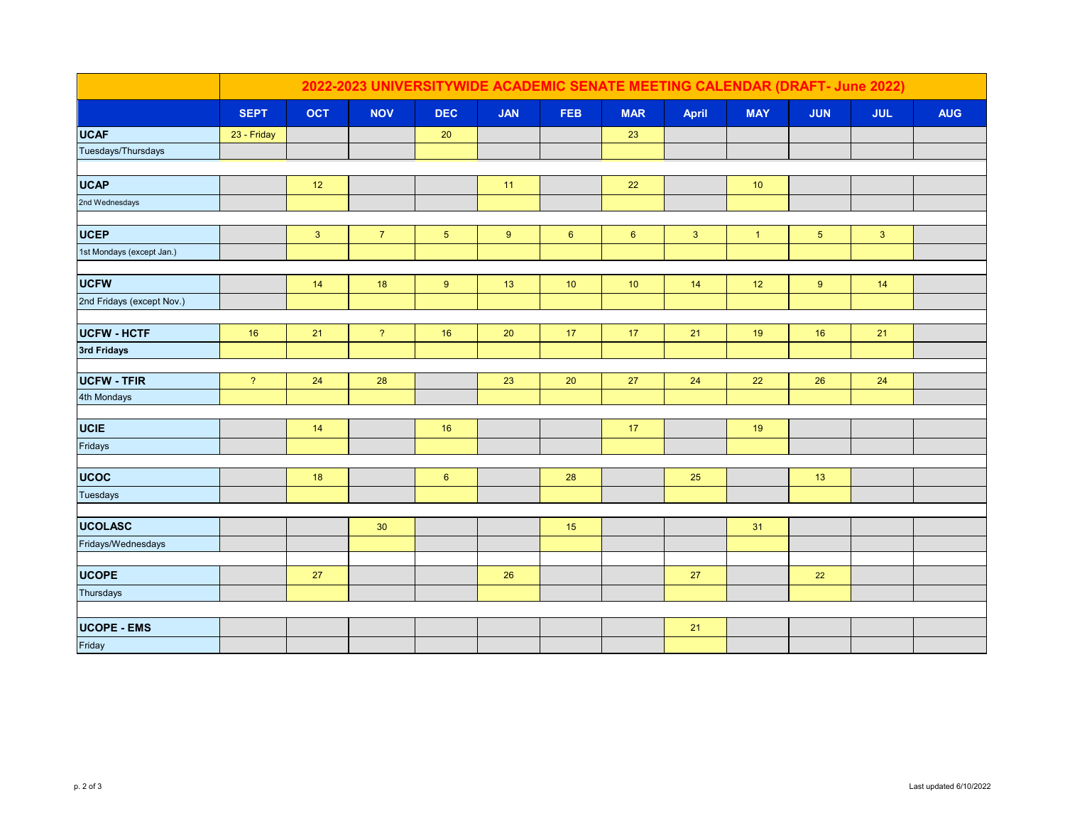| | 2022-2023 UNIVERSITYWIDE ACADEMIC SENATE MEETING CALENDAR (DRAFT- June 2022) | | | | | | | | | | | |
|---|---|---|---|---|---|---|---|---|---|---|---|---|
| | **SEPT** | **OCT** | **NOV** | **DEC** | **JAN** | **FEB** | **MAR** | **April** | **MAY** | **JUN** | **JUL** | **AUG** |
| **UCAF** | 23 - Friday | | | 20 | | | 23 | | | | | |
| Tuesdays/Thursdays | | | | | | | | | | | | |
| **UCAP** | | 12 | | | 11 | | 22 | | 10 | | | |
| 2nd Wednesdays | | | | | | | | | | | | |
| **UCEP** | | 3 | 7 | 5 | 9 | 6 | 6 | 3 | 1 | 5 | 3 | |
| 1st Mondays (except Jan.) | | | | | | | | | | | | |
| **UCFW** | | 14 | 18 | 9 | 13 | 10 | 10 | 14 | 12 | 9 | 14 | |
| 2nd Fridays (except Nov.) | | | | | | | | | | | | |
| **UCFW - HCTF** | 16 | 21 | ? | 16 | 20 | 17 | 17 | 21 | 19 | 16 | 21 | |
| **3rd Fridays** | | | | | | | | | | | | |
| **UCFW - TFIR** | ? | 24 | 28 | | 23 | 20 | 27 | 24 | 22 | 26 | 24 | |
| 4th Mondays | | | | | | | | | | | | |
| **UCIE** | | 14 | | 16 | | | 17 | | 19 | | | |
| Fridays | | | | | | | | | | | | |
| **UCOC** | | 18 | | 6 | | 28 | | 25 | | 13 | | |
| Tuesdays | | | | | | | | | | | | |
| **UCOLASC** | | | 30 | | | 15 | | | 31 | | | |
| Fridays/Wednesdays | | | | | | | | | | | | |
| **UCOPE** | | 27 | | | 26 | | | 27 | | 22 | | |
| Thursdays | | | | | | | | | | | | |
| **UCOPE - EMS** | | | | | | | | 21 | | | | |
| Friday | | | | | | | | | | | | |

Last updated 6/10/2022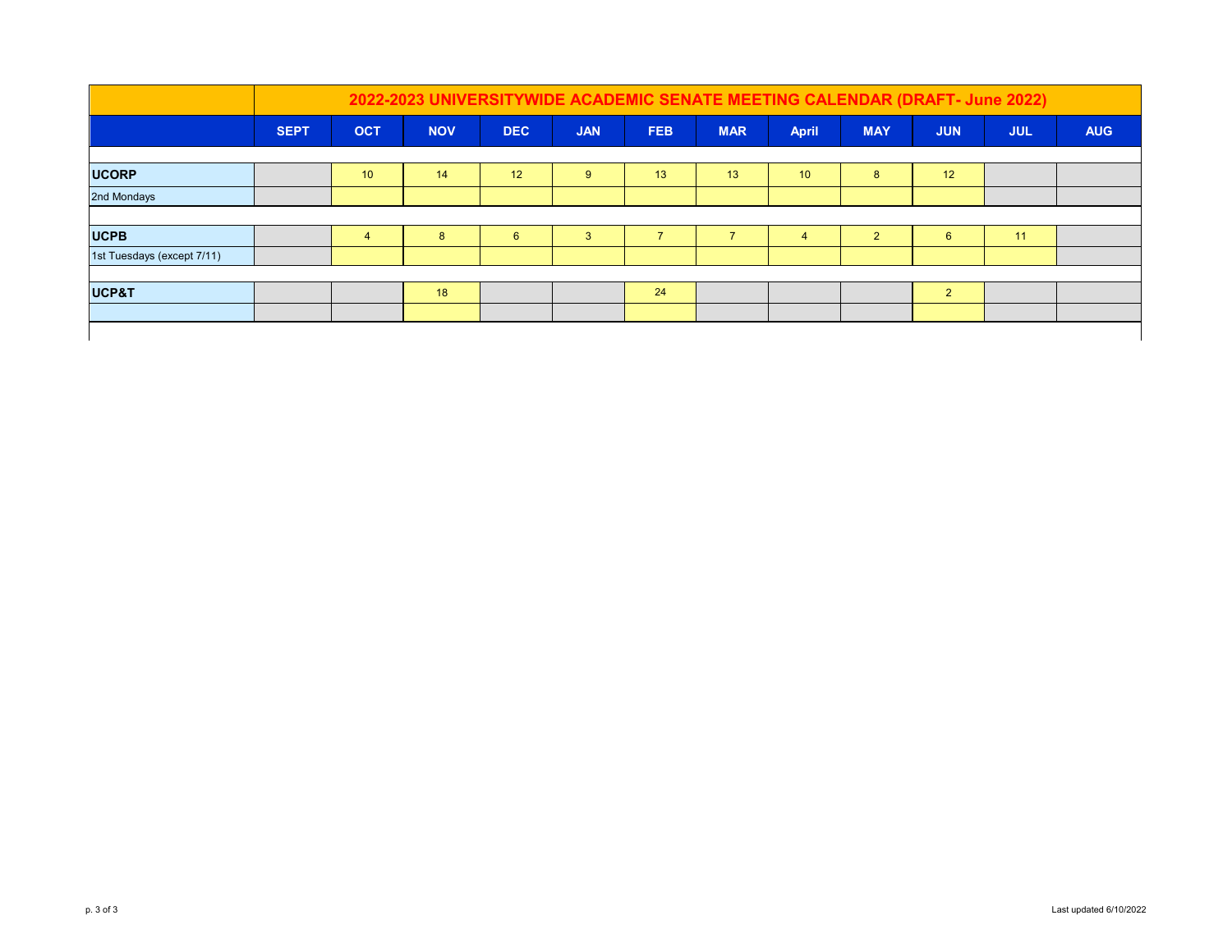| | 2022-2023 UNIVERSITYWIDE ACADEMIC SENATE MEETING CALENDAR (DRAFT- June 2022) | | | | | | | | | | | |
|---|---|---|---|---|---|---|---|---|---|---|---|---|
| | SEPT | OCT | NOV | DEC | JAN | FEB | MAR | April | MAY | JUN | JUL | AUG |
| **UCORP** | | 10 | 14 | 12 | 9 | 13 | 13 | 10 | 8 | 12 | | |
| 2nd Mondays | | | | | | | | | | | | |
| **UCPB** | | 4 | 8 | 6 | 3 | 7 | 7 | 4 | 2 | 6 | 11 | |
| 1st Tuesdays (except 7/11) | | | | | | | | | | | | |
| **UCP&T** | | | 18 | | | 24 | | | | 2 | | |
| | | | | | | | | | | | | |

Last updated 6/10/2022